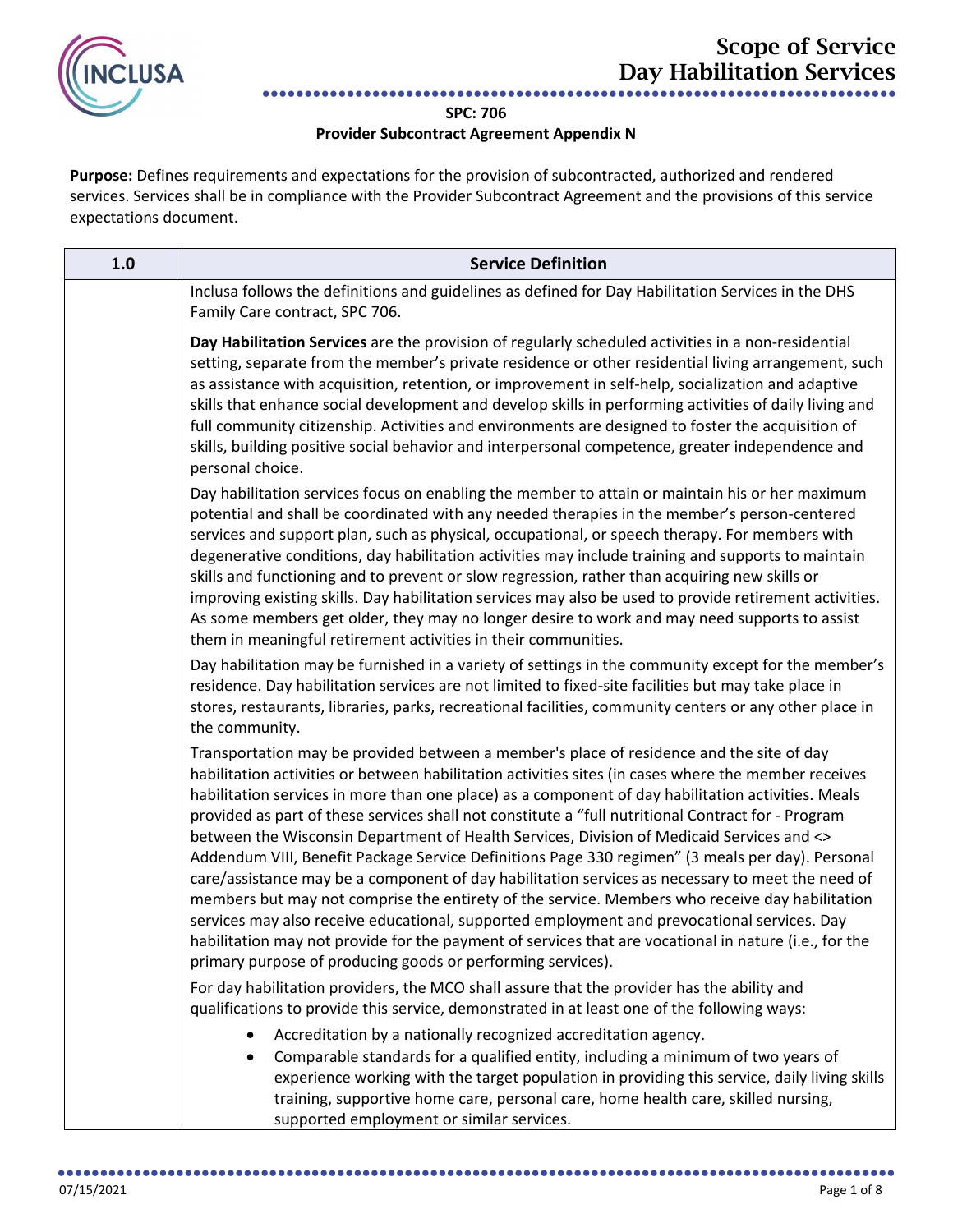# Scope of Service
# Day Habilitation Services

**SPC: 706**
**Provider Subcontract Agreement Appendix N**

**Purpose:** Defines requirements and expectations for the provision of subcontracted, authorized and rendered services. Services shall be in compliance with the Provider Subcontract Agreement and the provisions of this service expectations document.

| 1.0 | Service Definition |
|---|---|
| | Inclusa follows the definitions and guidelines as defined for Day Habilitation Services in the DHS Family Care contract, SPC 706.<br><br>**Day Habilitation Services** are the provision of regularly scheduled activities in a non-residential setting, separate from the member's private residence or other residential living arrangement, such as assistance with acquisition, retention, or improvement in self-help, socialization and adaptive skills that enhance social development and develop skills in performing activities of daily living and full community citizenship. Activities and environments are designed to foster the acquisition of skills, building positive social behavior and interpersonal competence, greater independence and personal choice.<br><br>Day habilitation services focus on enabling the member to attain or maintain his or her maximum potential and shall be coordinated with any needed therapies in the member's person-centered services and support plan, such as physical, occupational, or speech therapy. For members with degenerative conditions, day habilitation activities may include training and supports to maintain skills and functioning and to prevent or slow regression, rather than acquiring new skills or improving existing skills. Day habilitation services may also be used to provide retirement activities. As some members get older, they may no longer desire to work and may need supports to assist them in meaningful retirement activities in their communities.<br><br>Day habilitation may be furnished in a variety of settings in the community except for the member's residence. Day habilitation services are not limited to fixed-site facilities but may take place in stores, restaurants, libraries, parks, recreational facilities, community centers or any other place in the community.<br><br>Transportation may be provided between a member's place of residence and the site of day habilitation activities or between habilitation activities sites (in cases where the member receives habilitation services in more than one place) as a component of day habilitation activities. Meals provided as part of these services shall not constitute a "full nutritional Contract for - Program between the Wisconsin Department of Health Services, Division of Medicaid Services and <> Addendum VIII, Benefit Package Service Definitions Page 330 regimen" (3 meals per day). Personal care/assistance may be a component of day habilitation services as necessary to meet the need of members but may not comprise the entirety of the service. Members who receive day habilitation services may also receive educational, supported employment and prevocational services. Day habilitation may not provide for the payment of services that are vocational in nature (i.e., for the primary purpose of producing goods or performing services).<br><br>For day habilitation providers, the MCO shall assure that the provider has the ability and qualifications to provide this service, demonstrated in at least one of the following ways:<br>• Accreditation by a nationally recognized accreditation agency.<br>• Comparable standards for a qualified entity, including a minimum of two years of experience working with the target population in providing this service, daily living skills training, supportive home care, personal care, home health care, skilled nursing, supported employment or similar services. |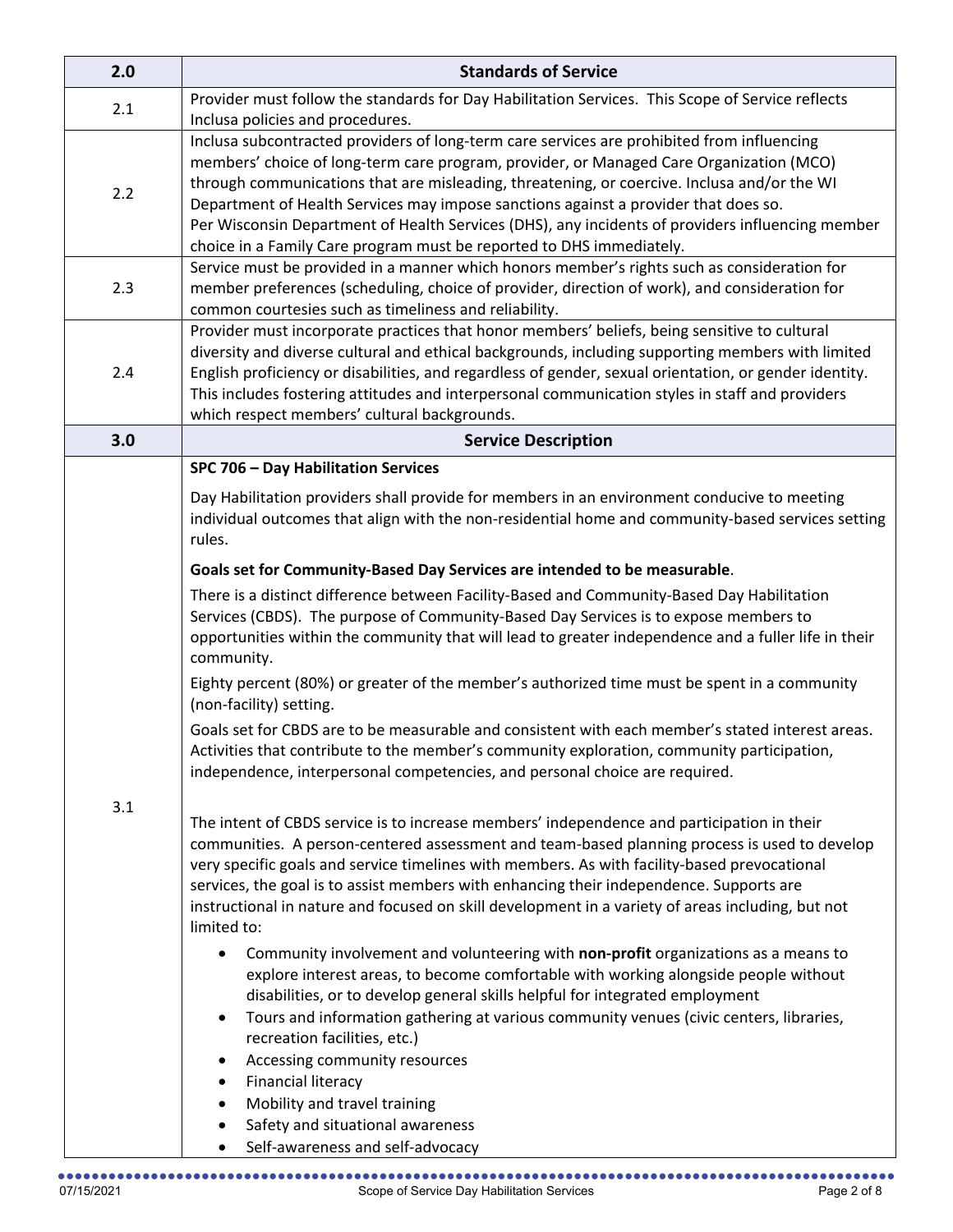| 2.0 | Standards of Service |
|---|---|
| 2.1 | Provider must follow the standards for Day Habilitation Services. This Scope of Service reflects Inclusa policies and procedures. |
| 2.2 | Inclusa subcontracted providers of long-term care services are prohibited from influencing members' choice of long-term care program, provider, or Managed Care Organization (MCO) through communications that are misleading, threatening, or coercive. Inclusa and/or the WI Department of Health Services may impose sanctions against a provider that does so.<br>Per Wisconsin Department of Health Services (DHS), any incidents of providers influencing member choice in a Family Care program must be reported to DHS immediately. |
| 2.3 | Service must be provided in a manner which honors member's rights such as consideration for member preferences (scheduling, choice of provider, direction of work), and consideration for common courtesies such as timeliness and reliability. |
| 2.4 | Provider must incorporate practices that honor members' beliefs, being sensitive to cultural diversity and diverse cultural and ethical backgrounds, including supporting members with limited English proficiency or disabilities, and regardless of gender, sexual orientation, or gender identity. This includes fostering attitudes and interpersonal communication styles in staff and providers which respect members' cultural backgrounds. |
| **3.0** | **Service Description** |
| 3.1 | **SPC 706 – Day Habilitation Services**<br><br>Day Habilitation providers shall provide for members in an environment conducive to meeting individual outcomes that align with the non-residential home and community-based services setting rules.<br><br>**Goals set for Community-Based Day Services are intended to be measurable**.<br><br>There is a distinct difference between Facility-Based and Community-Based Day Habilitation Services (CBDS). The purpose of Community-Based Day Services is to expose members to opportunities within the community that will lead to greater independence and a fuller life in their community.<br><br>Eighty percent (80%) or greater of the member's authorized time must be spent in a community (non-facility) setting.<br><br>Goals set for CBDS are to be measurable and consistent with each member's stated interest areas. Activities that contribute to the member's community exploration, community participation, independence, interpersonal competencies, and personal choice are required.<br><br>The intent of CBDS service is to increase members' independence and participation in their communities. A person-centered assessment and team-based planning process is used to develop very specific goals and service timelines with members. As with facility-based prevocational services, the goal is to assist members with enhancing their independence. Supports are instructional in nature and focused on skill development in a variety of areas including, but not limited to:<br><br>• Community involvement and volunteering with **non-profit** organizations as a means to explore interest areas, to become comfortable with working alongside people without disabilities, or to develop general skills helpful for integrated employment<br>• Tours and information gathering at various community venues (civic centers, libraries, recreation facilities, etc.)<br>• Accessing community resources<br>• Financial literacy<br>• Mobility and travel training<br>• Safety and situational awareness<br>• Self-awareness and self-advocacy |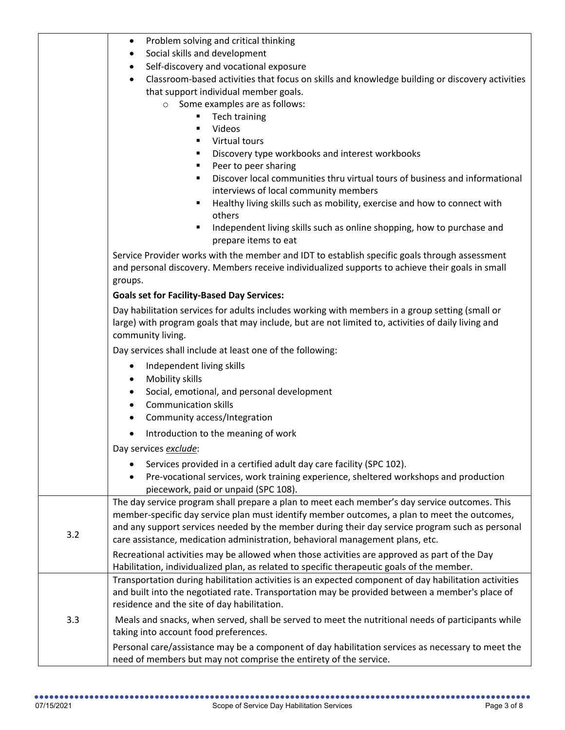| | |
|---|---|
| | • Problem solving and critical thinking<br>• Social skills and development<br>• Self-discovery and vocational exposure<br>• Classroom-based activities that focus on skills and knowledge building or discovery activities that support individual member goals.<br>  ○ Some examples are as follows:<br>    ▪ Tech training<br>    ▪ Videos<br>    ▪ Virtual tours<br>    ▪ Discovery type workbooks and interest workbooks<br>    ▪ Peer to peer sharing<br>    ▪ Discover local communities thru virtual tours of business and informational interviews of local community members<br>    ▪ Healthy living skills such as mobility, exercise and how to connect with others<br>    ▪ Independent living skills such as online shopping, how to purchase and prepare items to eat<br><br>Service Provider works with the member and IDT to establish specific goals through assessment and personal discovery. Members receive individualized supports to achieve their goals in small groups.<br><br>**Goals set for Facility-Based Day Services:**<br><br>Day habilitation services for adults includes working with members in a group setting (small or large) with program goals that may include, but are not limited to, activities of daily living and community living.<br><br>Day services shall include at least one of the following:<br>• Independent living skills<br>• Mobility skills<br>• Social, emotional, and personal development<br>• Communication skills<br>• Community access/Integration<br>• Introduction to the meaning of work<br><br>Day services ***exclude***:<br>• Services provided in a certified adult day care facility (SPC 102).<br>• Pre-vocational services, work training experience, sheltered workshops and production piecework, paid or unpaid (SPC 108). |
| 3.2 | The day service program shall prepare a plan to meet each member's day service outcomes. This member-specific day service plan must identify member outcomes, a plan to meet the outcomes, and any support services needed by the member during their day service program such as personal care assistance, medication administration, behavioral management plans, etc.<br><br>Recreational activities may be allowed when those activities are approved as part of the Day Habilitation, individualized plan, as related to specific therapeutic goals of the member. |
| 3.3 | Transportation during habilitation activities is an expected component of day habilitation activities and built into the negotiated rate. Transportation may be provided between a member's place of residence and the site of day habilitation.<br><br>Meals and snacks, when served, shall be served to meet the nutritional needs of participants while taking into account food preferences.<br><br>Personal care/assistance may be a component of day habilitation services as necessary to meet the need of members but may not comprise the entirety of the service. |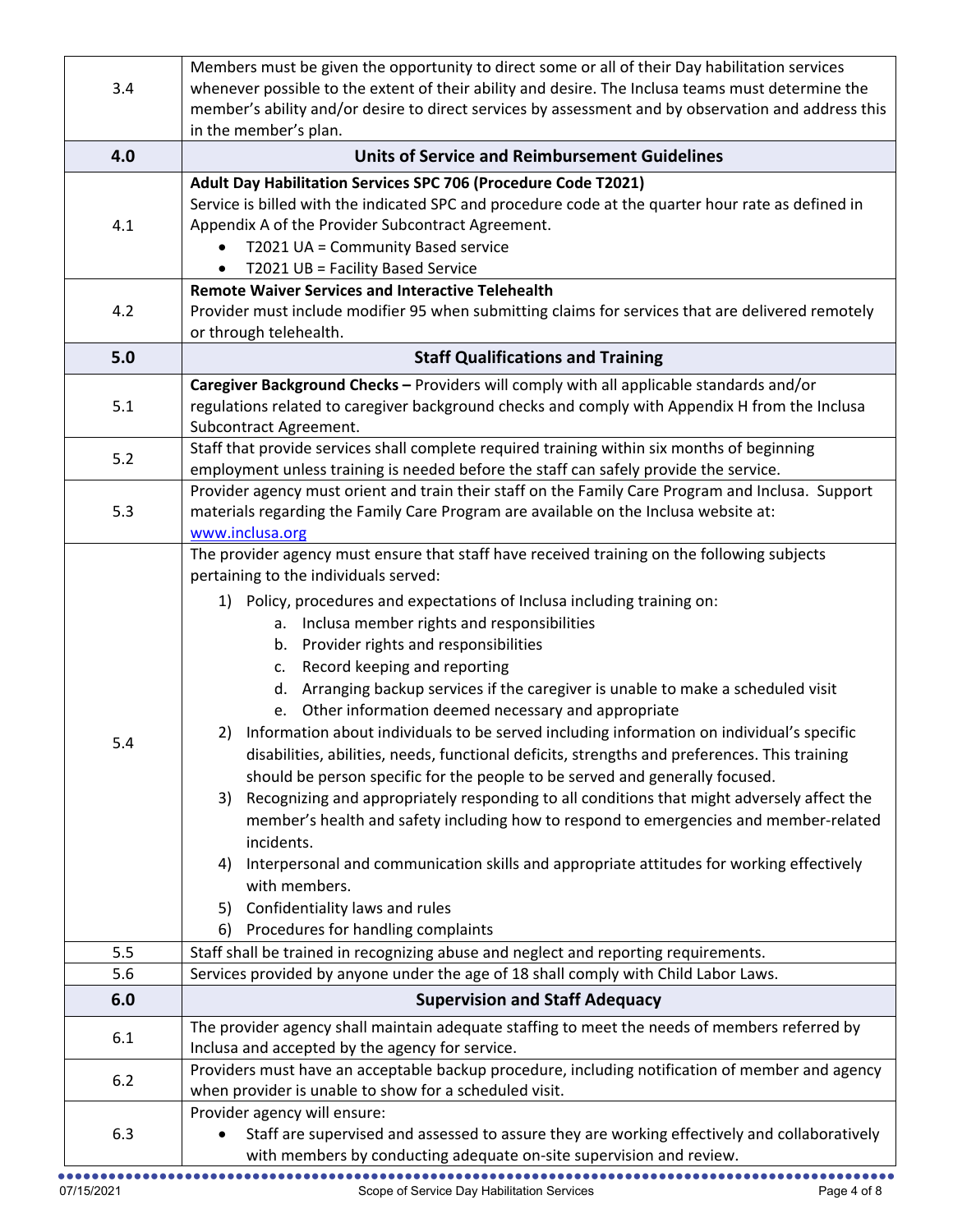| | |
|---|---|
| 3.4 | Members must be given the opportunity to direct some or all of their Day habilitation services whenever possible to the extent of their ability and desire. The Inclusa teams must determine the member's ability and/or desire to direct services by assessment and by observation and address this in the member's plan. |
| **4.0** | **Units of Service and Reimbursement Guidelines** |
| 4.1 | **Adult Day Habilitation Services SPC 706 (Procedure Code T2021)**<br>Service is billed with the indicated SPC and procedure code at the quarter hour rate as defined in Appendix A of the Provider Subcontract Agreement.<br>• T2021 UA = Community Based service<br>• T2021 UB = Facility Based Service |
| 4.2 | **Remote Waiver Services and Interactive Telehealth**<br>Provider must include modifier 95 when submitting claims for services that are delivered remotely or through telehealth. |
| **5.0** | **Staff Qualifications and Training** |
| 5.1 | **Caregiver Background Checks –** Providers will comply with all applicable standards and/or regulations related to caregiver background checks and comply with Appendix H from the Inclusa Subcontract Agreement. |
| 5.2 | Staff that provide services shall complete required training within six months of beginning employment unless training is needed before the staff can safely provide the service. |
| 5.3 | Provider agency must orient and train their staff on the Family Care Program and Inclusa. Support materials regarding the Family Care Program are available on the Inclusa website at: www.inclusa.org |
| 5.4 | The provider agency must ensure that staff have received training on the following subjects pertaining to the individuals served:<br>1) Policy, procedures and expectations of Inclusa including training on:<br>&nbsp;&nbsp;&nbsp;&nbsp;a. Inclusa member rights and responsibilities<br>&nbsp;&nbsp;&nbsp;&nbsp;b. Provider rights and responsibilities<br>&nbsp;&nbsp;&nbsp;&nbsp;c. Record keeping and reporting<br>&nbsp;&nbsp;&nbsp;&nbsp;d. Arranging backup services if the caregiver is unable to make a scheduled visit<br>&nbsp;&nbsp;&nbsp;&nbsp;e. Other information deemed necessary and appropriate<br>2) Information about individuals to be served including information on individual's specific disabilities, abilities, needs, functional deficits, strengths and preferences. This training should be person specific for the people to be served and generally focused.<br>3) Recognizing and appropriately responding to all conditions that might adversely affect the member's health and safety including how to respond to emergencies and member-related incidents.<br>4) Interpersonal and communication skills and appropriate attitudes for working effectively with members.<br>5) Confidentiality laws and rules<br>6) Procedures for handling complaints |
| 5.5 | Staff shall be trained in recognizing abuse and neglect and reporting requirements. |
| 5.6 | Services provided by anyone under the age of 18 shall comply with Child Labor Laws. |
| **6.0** | **Supervision and Staff Adequacy** |
| 6.1 | The provider agency shall maintain adequate staffing to meet the needs of members referred by Inclusa and accepted by the agency for service. |
| 6.2 | Providers must have an acceptable backup procedure, including notification of member and agency when provider is unable to show for a scheduled visit. |
| 6.3 | Provider agency will ensure:<br>• Staff are supervised and assessed to assure they are working effectively and collaboratively with members by conducting adequate on-site supervision and review. |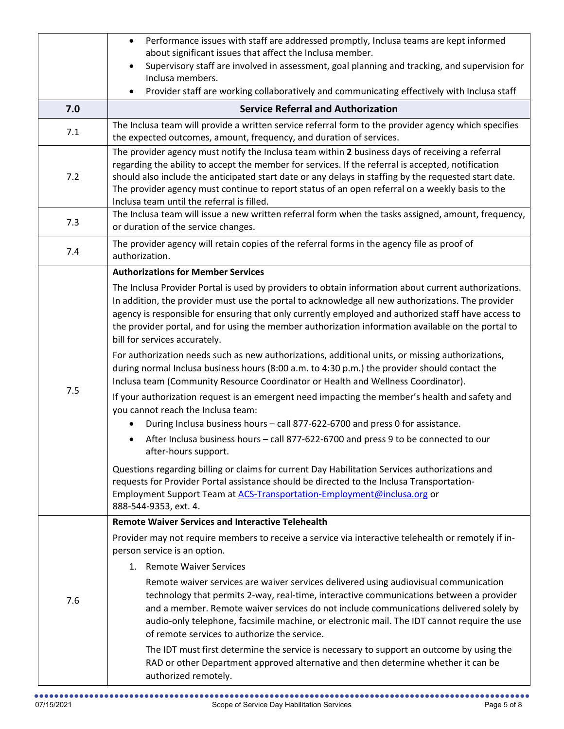| | |
|---|---|
| | • Performance issues with staff are addressed promptly, Inclusa teams are kept informed about significant issues that affect the Inclusa member.<br>• Supervisory staff are involved in assessment, goal planning and tracking, and supervision for Inclusa members.<br>• Provider staff are working collaboratively and communicating effectively with Inclusa staff |
| **7.0** | **Service Referral and Authorization** |
| 7.1 | The Inclusa team will provide a written service referral form to the provider agency which specifies the expected outcomes, amount, frequency, and duration of services. |
| 7.2 | The provider agency must notify the Inclusa team within **2** business days of receiving a referral regarding the ability to accept the member for services. If the referral is accepted, notification should also include the anticipated start date or any delays in staffing by the requested start date. The provider agency must continue to report status of an open referral on a weekly basis to the Inclusa team until the referral is filled. |
| 7.3 | The Inclusa team will issue a new written referral form when the tasks assigned, amount, frequency, or duration of the service changes. |
| 7.4 | The provider agency will retain copies of the referral forms in the agency file as proof of authorization. |
| 7.5 | **Authorizations for Member Services**<br><br>The Inclusa Provider Portal is used by providers to obtain information about current authorizations. In addition, the provider must use the portal to acknowledge all new authorizations. The provider agency is responsible for ensuring that only currently employed and authorized staff have access to the provider portal, and for using the member authorization information available on the portal to bill for services accurately.<br><br>For authorization needs such as new authorizations, additional units, or missing authorizations, during normal Inclusa business hours (8:00 a.m. to 4:30 p.m.) the provider should contact the Inclusa team (Community Resource Coordinator or Health and Wellness Coordinator).<br><br>If your authorization request is an emergent need impacting the member's health and safety and you cannot reach the Inclusa team:<br>• During Inclusa business hours – call 877-622-6700 and press 0 for assistance.<br>• After Inclusa business hours – call 877-622-6700 and press 9 to be connected to our after-hours support.<br><br>Questions regarding billing or claims for current Day Habilitation Services authorizations and requests for Provider Portal assistance should be directed to the Inclusa Transportation-Employment Support Team at ACS-Transportation-Employment@inclusa.org or 888-544-9353, ext. 4. |
| 7.6 | **Remote Waiver Services and Interactive Telehealth**<br><br>Provider may not require members to receive a service via interactive telehealth or remotely if in-person service is an option.<br><br>1. Remote Waiver Services<br><br>Remote waiver services are waiver services delivered using audiovisual communication technology that permits 2-way, real-time, interactive communications between a provider and a member. Remote waiver services do not include communications delivered solely by audio-only telephone, facsimile machine, or electronic mail. The IDT cannot require the use of remote services to authorize the service.<br><br>The IDT must first determine the service is necessary to support an outcome by using the RAD or other Department approved alternative and then determine whether it can be authorized remotely. |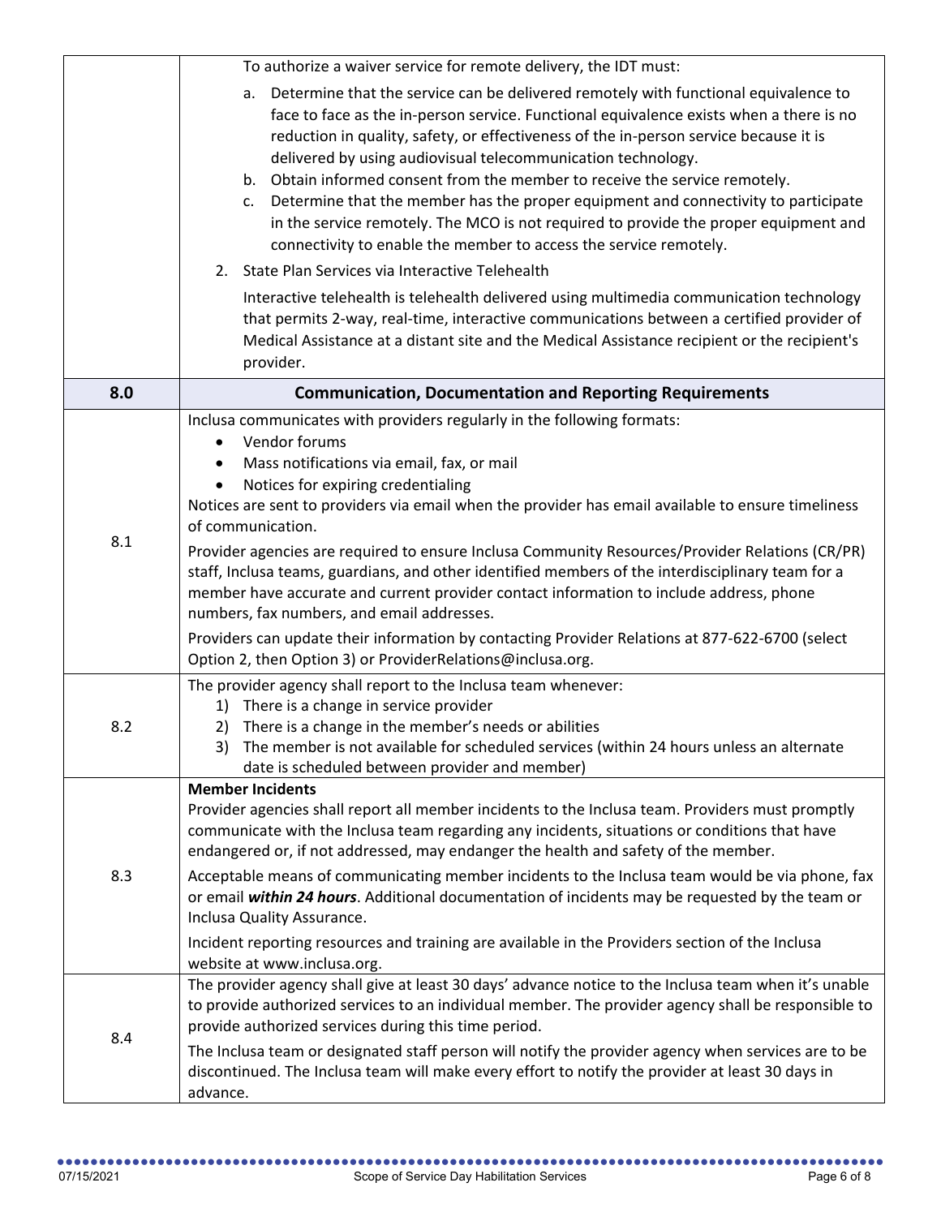| | |
|---|---|
| | To authorize a waiver service for remote delivery, the IDT must:<br>a. Determine that the service can be delivered remotely with functional equivalence to face to face as the in-person service. Functional equivalence exists when a there is no reduction in quality, safety, or effectiveness of the in-person service because it is delivered by using audiovisual telecommunication technology.<br>b. Obtain informed consent from the member to receive the service remotely.<br>c. Determine that the member has the proper equipment and connectivity to participate in the service remotely. The MCO is not required to provide the proper equipment and connectivity to enable the member to access the service remotely.<br>2. State Plan Services via Interactive Telehealth<br>Interactive telehealth is telehealth delivered using multimedia communication technology that permits 2-way, real-time, interactive communications between a certified provider of Medical Assistance at a distant site and the Medical Assistance recipient or the recipient's provider. |
| **8.0** | **Communication, Documentation and Reporting Requirements** |
| 8.1 | Inclusa communicates with providers regularly in the following formats:<br>• Vendor forums<br>• Mass notifications via email, fax, or mail<br>• Notices for expiring credentialing<br>Notices are sent to providers via email when the provider has email available to ensure timeliness of communication.<br>Provider agencies are required to ensure Inclusa Community Resources/Provider Relations (CR/PR) staff, Inclusa teams, guardians, and other identified members of the interdisciplinary team for a member have accurate and current provider contact information to include address, phone numbers, fax numbers, and email addresses.<br>Providers can update their information by contacting Provider Relations at 877-622-6700 (select Option 2, then Option 3) or ProviderRelations@inclusa.org. |
| 8.2 | The provider agency shall report to the Inclusa team whenever:<br>1) There is a change in service provider<br>2) There is a change in the member's needs or abilities<br>3) The member is not available for scheduled services (within 24 hours unless an alternate date is scheduled between provider and member) |
| 8.3 | **Member Incidents**<br>Provider agencies shall report all member incidents to the Inclusa team. Providers must promptly communicate with the Inclusa team regarding any incidents, situations or conditions that have endangered or, if not addressed, may endanger the health and safety of the member.<br>Acceptable means of communicating member incidents to the Inclusa team would be via phone, fax or email ***within 24 hours***. Additional documentation of incidents may be requested by the team or Inclusa Quality Assurance.<br>Incident reporting resources and training are available in the Providers section of the Inclusa website at www.inclusa.org. |
| 8.4 | The provider agency shall give at least 30 days' advance notice to the Inclusa team when it's unable to provide authorized services to an individual member. The provider agency shall be responsible to provide authorized services during this time period.<br>The Inclusa team or designated staff person will notify the provider agency when services are to be discontinued. The Inclusa team will make every effort to notify the provider at least 30 days in advance. |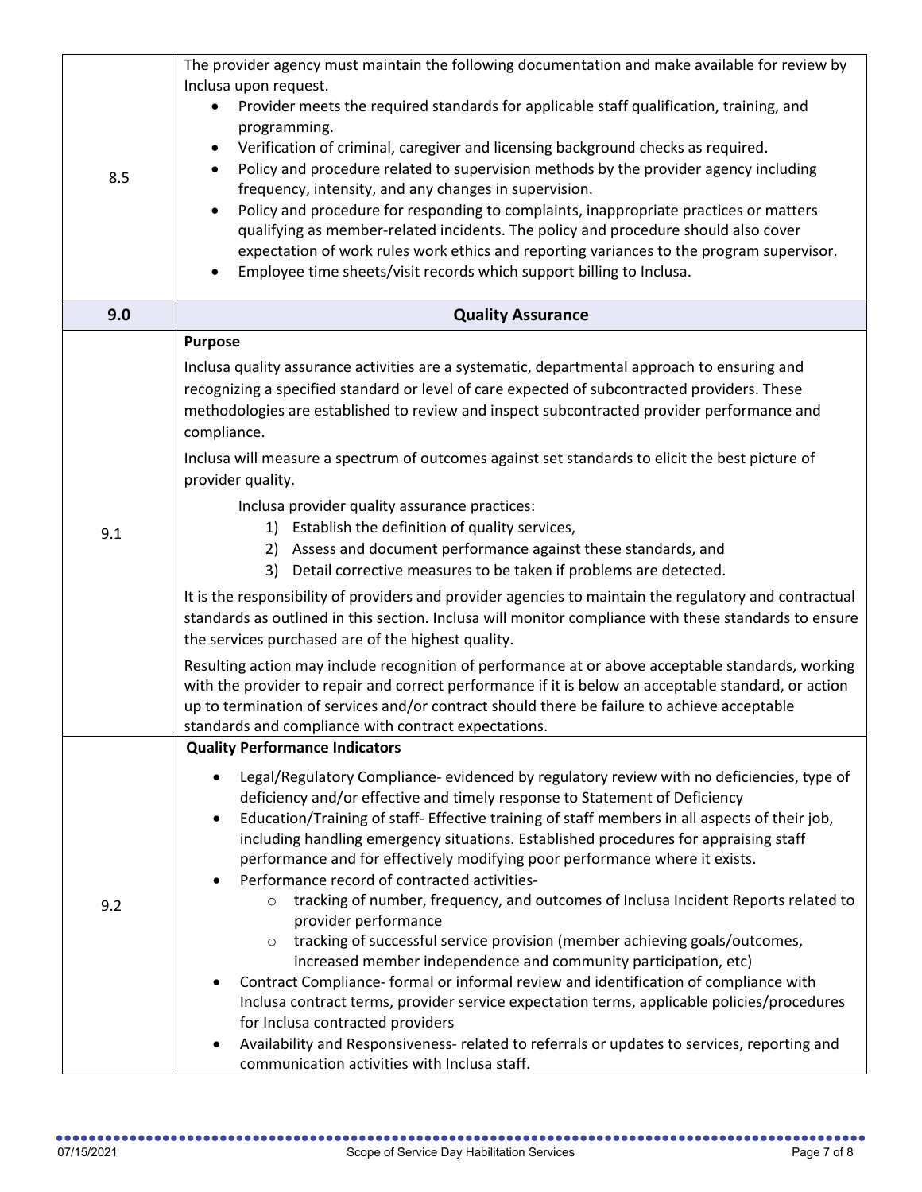| | |
|---|---|
| 8.5 | The provider agency must maintain the following documentation and make available for review by Inclusa upon request.<br>• Provider meets the required standards for applicable staff qualification, training, and programming.<br>• Verification of criminal, caregiver and licensing background checks as required.<br>• Policy and procedure related to supervision methods by the provider agency including frequency, intensity, and any changes in supervision.<br>• Policy and procedure for responding to complaints, inappropriate practices or matters qualifying as member-related incidents. The policy and procedure should also cover expectation of work rules work ethics and reporting variances to the program supervisor.<br>• Employee time sheets/visit records which support billing to Inclusa. |
| **9.0** | **Quality Assurance** |
| 9.1 | **Purpose**<br>Inclusa quality assurance activities are a systematic, departmental approach to ensuring and recognizing a specified standard or level of care expected of subcontracted providers. These methodologies are established to review and inspect subcontracted provider performance and compliance.<br>Inclusa will measure a spectrum of outcomes against set standards to elicit the best picture of provider quality.<br>Inclusa provider quality assurance practices:<br>1) Establish the definition of quality services,<br>2) Assess and document performance against these standards, and<br>3) Detail corrective measures to be taken if problems are detected.<br>It is the responsibility of providers and provider agencies to maintain the regulatory and contractual standards as outlined in this section. Inclusa will monitor compliance with these standards to ensure the services purchased are of the highest quality.<br>Resulting action may include recognition of performance at or above acceptable standards, working with the provider to repair and correct performance if it is below an acceptable standard, or action up to termination of services and/or contract should there be failure to achieve acceptable standards and compliance with contract expectations. |
| 9.2 | **Quality Performance Indicators**<br>• Legal/Regulatory Compliance- evidenced by regulatory review with no deficiencies, type of deficiency and/or effective and timely response to Statement of Deficiency<br>• Education/Training of staff- Effective training of staff members in all aspects of their job, including handling emergency situations. Established procedures for appraising staff performance and for effectively modifying poor performance where it exists.<br>• Performance record of contracted activities-<br>  ○ tracking of number, frequency, and outcomes of Inclusa Incident Reports related to provider performance<br>  ○ tracking of successful service provision (member achieving goals/outcomes, increased member independence and community participation, etc)<br>• Contract Compliance- formal or informal review and identification of compliance with Inclusa contract terms, provider service expectation terms, applicable policies/procedures for Inclusa contracted providers<br>• Availability and Responsiveness- related to referrals or updates to services, reporting and communication activities with Inclusa staff. |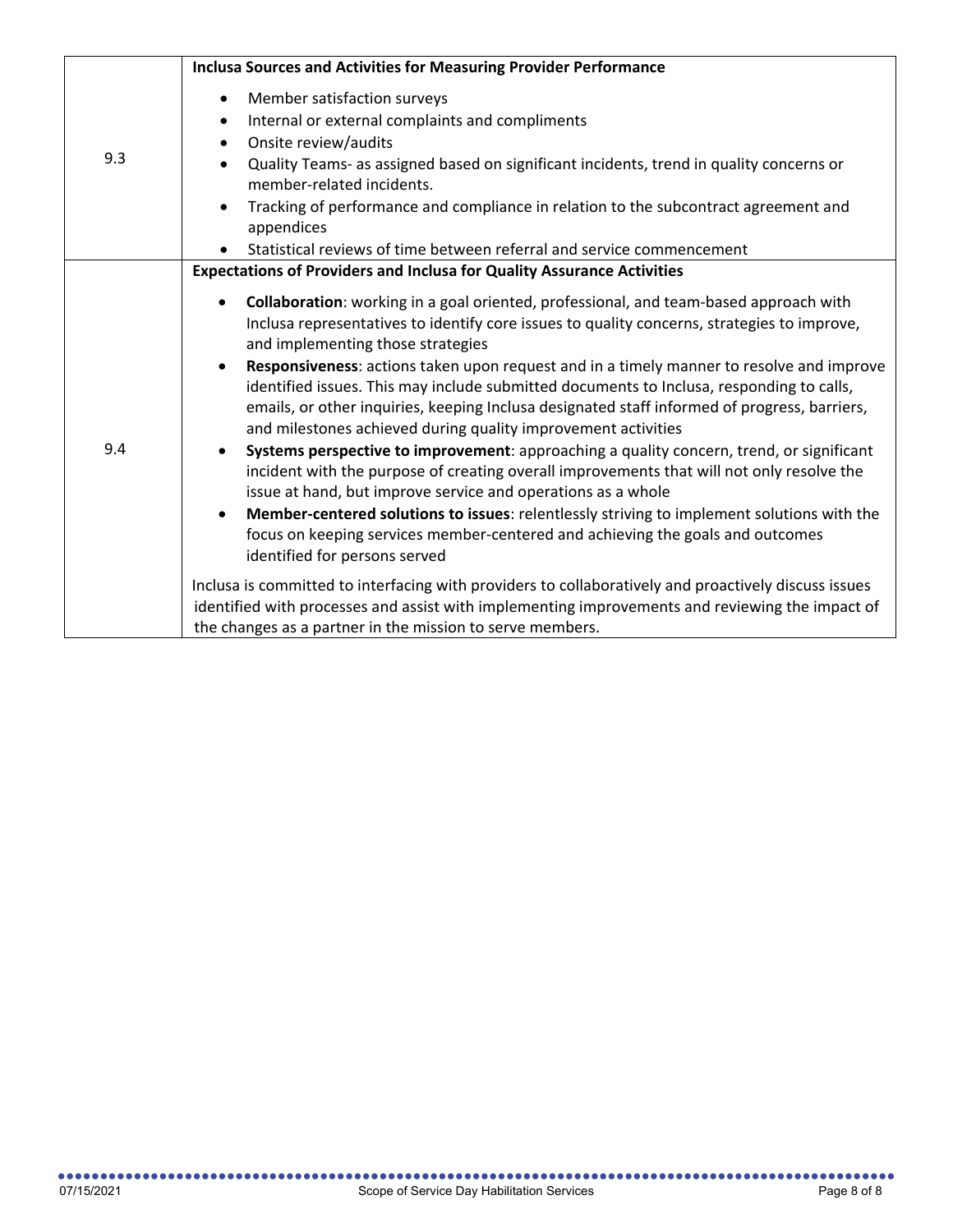| | |
|---|---|
| 9.3 | **Inclusa Sources and Activities for Measuring Provider Performance**<br><br>• Member satisfaction surveys<br>• Internal or external complaints and compliments<br>• Onsite review/audits<br>• Quality Teams- as assigned based on significant incidents, trend in quality concerns or member-related incidents.<br>• Tracking of performance and compliance in relation to the subcontract agreement and appendices<br>• Statistical reviews of time between referral and service commencement |
| 9.4 | **Expectations of Providers and Inclusa for Quality Assurance Activities**<br><br>• **Collaboration**: working in a goal oriented, professional, and team-based approach with Inclusa representatives to identify core issues to quality concerns, strategies to improve, and implementing those strategies<br>• **Responsiveness**: actions taken upon request and in a timely manner to resolve and improve identified issues. This may include submitted documents to Inclusa, responding to calls, emails, or other inquiries, keeping Inclusa designated staff informed of progress, barriers, and milestones achieved during quality improvement activities<br>• **Systems perspective to improvement**: approaching a quality concern, trend, or significant incident with the purpose of creating overall improvements that will not only resolve the issue at hand, but improve service and operations as a whole<br>• **Member-centered solutions to issues**: relentlessly striving to implement solutions with the focus on keeping services member-centered and achieving the goals and outcomes identified for persons served<br><br>Inclusa is committed to interfacing with providers to collaboratively and proactively discuss issues identified with processes and assist with implementing improvements and reviewing the impact of the changes as a partner in the mission to serve members. |